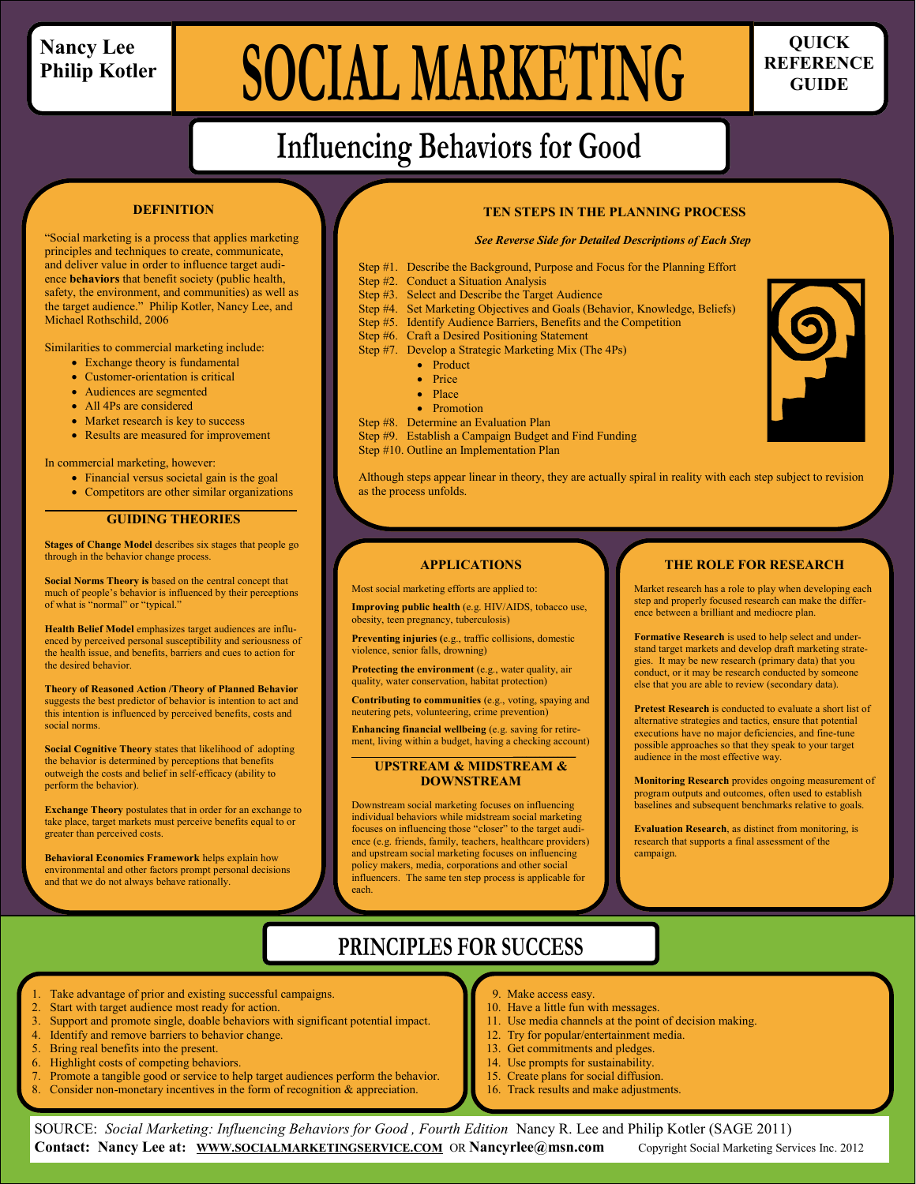Nancy Lee
Philip Kotler

# SOCIAL MARKETING

QUICK REFERENCE GUIDE

## Influencing Behaviors for Good

### DEFINITION

"Social marketing is a process that applies marketing principles and techniques to create, communicate, and deliver value in order to influence target audience **behaviors** that benefit society (public health, safety, the environment, and communities) as well as the target audience." Philip Kotler, Nancy Lee, and Michael Rothschild, 2006

Similarities to commercial marketing include:

- Exchange theory is fundamental
- Customer-orientation is critical
- Audiences are segmented
- All 4Ps are considered
- Market research is key to success
- Results are measured for improvement

In commercial marketing, however:

- Financial versus societal gain is the goal
- Competitors are other similar organizations

### GUIDING THEORIES

**Stages of Change Model** describes six stages that people go through in the behavior change process.

**Social Norms Theory is** based on the central concept that much of people's behavior is influenced by their perceptions of what is "normal" or "typical."

**Health Belief Model** emphasizes target audiences are influenced by perceived personal susceptibility and seriousness of the health issue, and benefits, barriers and cues to action for the desired behavior.

**Theory of Reasoned Action /Theory of Planned Behavior** suggests the best predictor of behavior is intention to act and this intention is influenced by perceived benefits, costs and social norms.

**Social Cognitive Theory** states that likelihood of adopting the behavior is determined by perceptions that benefits outweigh the costs and belief in self-efficacy (ability to perform the behavior).

**Exchange Theory** postulates that in order for an exchange to take place, target markets must perceive benefits equal to or greater than perceived costs.

**Behavioral Economics Framework** helps explain how environmental and other factors prompt personal decisions and that we do not always behave rationally.

### TEN STEPS IN THE PLANNING PROCESS

***See Reverse Side for Detailed Descriptions of Each Step***

Step #1. Describe the Background, Purpose and Focus for the Planning Effort
Step #2. Conduct a Situation Analysis
Step #3. Select and Describe the Target Audience
Step #4. Set Marketing Objectives and Goals (Behavior, Knowledge, Beliefs)
Step #5. Identify Audience Barriers, Benefits and the Competition
Step #6. Craft a Desired Positioning Statement
Step #7. Develop a Strategic Marketing Mix (The 4Ps)

- Product
- Price
- Place
- Promotion

Step #8. Determine an Evaluation Plan
Step #9. Establish a Campaign Budget and Find Funding
Step #10. Outline an Implementation Plan

Although steps appear linear in theory, they are actually spiral in reality with each step subject to revision as the process unfolds.

### APPLICATIONS

Most social marketing efforts are applied to:

**Improving public health** (e.g. HIV/AIDS, tobacco use, obesity, teen pregnancy, tuberculosis)

**Preventing injuries** (e.g., traffic collisions, domestic violence, senior falls, drowning)

**Protecting the environment** (e.g., water quality, air quality, water conservation, habitat protection)

**Contributing to communities** (e.g., voting, spaying and neutering pets, volunteering, crime prevention)

**Enhancing financial wellbeing** (e.g. saving for retirement, living within a budget, having a checking account)

### UPSTREAM & MIDSTREAM & DOWNSTREAM

Downstream social marketing focuses on influencing individual behaviors while midstream social marketing focuses on influencing those "closer" to the target audience (e.g. friends, family, teachers, healthcare providers) and upstream social marketing focuses on influencing policy makers, media, corporations and other social influencers. The same ten step process is applicable for each.

### THE ROLE FOR RESEARCH

Market research has a role to play when developing each step and properly focused research can make the difference between a brilliant and mediocre plan.

**Formative Research** is used to help select and understand target markets and develop draft marketing strategies. It may be new research (primary data) that you conduct, or it may be research conducted by someone else that you are able to review (secondary data).

**Pretest Research** is conducted to evaluate a short list of alternative strategies and tactics, ensure that potential executions have no major deficiencies, and fine-tune possible approaches so that they speak to your target audience in the most effective way.

**Monitoring Research** provides ongoing measurement of program outputs and outcomes, often used to establish baselines and subsequent benchmarks relative to goals.

**Evaluation Research**, as distinct from monitoring, is research that supports a final assessment of the campaign.

## PRINCIPLES FOR SUCCESS

1. Take advantage of prior and existing successful campaigns.
2. Start with target audience most ready for action.
3. Support and promote single, doable behaviors with significant potential impact.
4. Identify and remove barriers to behavior change.
5. Bring real benefits into the present.
6. Highlight costs of competing behaviors.
7. Promote a tangible good or service to help target audiences perform the behavior.
8. Consider non-monetary incentives in the form of recognition & appreciation.
9. Make access easy.
10. Have a little fun with messages.
11. Use media channels at the point of decision making.
12. Try for popular/entertainment media.
13. Get commitments and pledges.
14. Use prompts for sustainability.
15. Create plans for social diffusion.
16. Track results and make adjustments.

SOURCE: *Social Marketing: Influencing Behaviors for Good , Fourth Edition* Nancy R. Lee and Philip Kotler (SAGE 2011)
**Contact: Nancy Lee at: WWW.SOCIALMARKETINGSERVICE.COM** OR **Nancyrlee@msn.com** Copyright Social Marketing Services Inc. 2012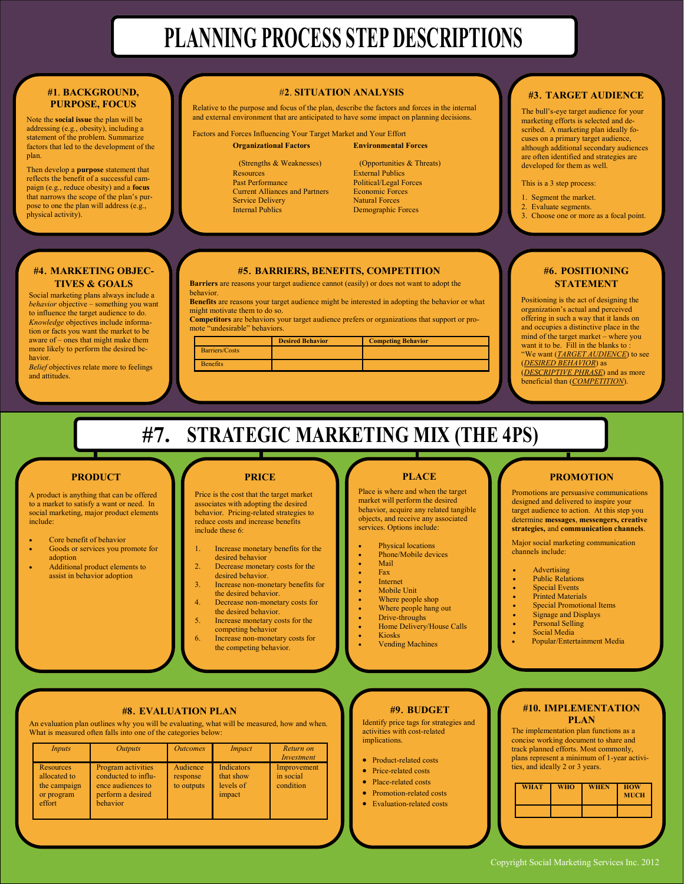# PLANNING PROCESS STEP DESCRIPTIONS

### #1. BACKGROUND, PURPOSE, FOCUS

Note the **social issue** the plan will be addressing (e.g., obesity), including a statement of the problem. Summarize factors that led to the development of the plan.

Then develop a **purpose** statement that reflects the benefit of a successful campaign (e.g., reduce obesity) and a **focus** that narrows the scope of the plan's purpose to one the plan will address (e.g., physical activity).

### #2. SITUATION ANALYSIS

Relative to the purpose and focus of the plan, describe the factors and forces in the internal and external environment that are anticipated to have some impact on planning decisions.

Factors and Forces Influencing Your Target Market and Your Effort

| **Organizational Factors** | **Environmental Forces** |
|---|---|
| (Strengths & Weaknesses) | (Opportunities & Threats) |
| Resources | External Publics |
| Past Performance | Political/Legal Forces |
| Current Alliances and Partners | Economic Forces |
| Service Delivery | Natural Forces |
| Internal Publics | Demographic Forces |

### #3. TARGET AUDIENCE

The bull's-eye target audience for your marketing efforts is selected and described. A marketing plan ideally focuses on a primary target audience, although additional secondary audiences are often identified and strategies are developed for them as well.

This is a 3 step process:

1. Segment the market.
2. Evaluate segments.
3. Choose one or more as a focal point.

### #4. MARKETING OBJECTIVES & GOALS

Social marketing plans always include a *behavior* objective – something you want to influence the target audience to do. *Knowledge* objectives include information or facts you want the market to be aware of – ones that might make them more likely to perform the desired behavior.

*Belief* objectives relate more to feelings and attitudes.

### #5. BARRIERS, BENEFITS, COMPETITION

**Barriers** are reasons your target audience cannot (easily) or does not want to adopt the behavior.

**Benefits** are reasons your target audience might be interested in adopting the behavior or what might motivate them to do so.

**Competitors** are behaviors your target audience prefers or organizations that support or promote "undesirable" behaviors.

| | **Desired Behavior** | **Competing Behavior** |
|---|---|---|
| Barriers/Costs | | |
| Benefits | | |

### #6. POSITIONING STATEMENT

Positioning is the act of designing the organization's actual and perceived offering in such a way that it lands on and occupies a distinctive place in the mind of the target market – where you want it to be. Fill in the blanks to : "We want (*TARGET AUDIENCE*) to see (*DESIRED BEHAVIOR*) as (*DESCRIPTIVE PHRASE*) and as more beneficial than (*COMPETITION*).

## #7. STRATEGIC MARKETING MIX (THE 4PS)

### PRODUCT

A product is anything that can be offered to a market to satisfy a want or need. In social marketing, major product elements include:

- Core benefit of behavior
- Goods or services you promote for adoption
- Additional product elements to assist in behavior adoption

### PRICE

Price is the cost that the target market associates with adopting the desired behavior. Pricing-related strategies to reduce costs and increase benefits include these 6:

1. Increase monetary benefits for the desired behavior
2. Decrease monetary costs for the desired behavior.
3. Increase non-monetary benefits for the desired behavior.
4. Decrease non-monetary costs for the desired behavior.
5. Increase monetary costs for the competing behavior
6. Increase non-monetary costs for the competing behavior.

### PLACE

Place is where and when the target market will perform the desired behavior, acquire any related tangible objects, and receive any associated services. Options include:

- Physical locations
- Phone/Mobile devices
- Mail
- Fax
- Internet
- Mobile Unit
- Where people shop
- Where people hang out
- Drive-throughs
- Home Delivery/House Calls
- Kiosks
- Vending Machines

### PROMOTION

Promotions are persuasive communications designed and delivered to inspire your target audience to action. At this step you determine **messages**, **messengers, creative strategies,** and **communication channels**.

Major social marketing communication channels include:

- Advertising
- Public Relations
- Special Events
- Printed Materials
- Special Promotional Items
- Signage and Displays
- Personal Selling
- Social Media
- Popular/Entertainment Media

### #8. EVALUATION PLAN

An evaluation plan outlines why you will be evaluating, what will be measured, how and when. What is measured often falls into one of the categories below:

| *Inputs* | *Outputs* | *Outcomes* | *Impact* | *Return on Investment* |
|---|---|---|---|---|
| Resources allocated to the campaign or program effort | Program activities conducted to influence audiences to perform a desired behavior | Audience response to outputs | Indicators that show levels of impact | Improvement in social condition |

### #9. BUDGET

Identify price tags for strategies and activities with cost-related implications.

- Product-related costs
- Price-related costs
- Place-related costs
- Promotion-related costs
- Evaluation-related costs

### #10. IMPLEMENTATION PLAN

The implementation plan functions as a concise working document to share and track planned efforts. Most commonly, plans represent a minimum of 1-year activities, and ideally 2 or 3 years.

| WHAT | WHO | WHEN | HOW MUCH |
|---|---|---|---|
| | | | |

Copyright Social Marketing Services Inc. 2012